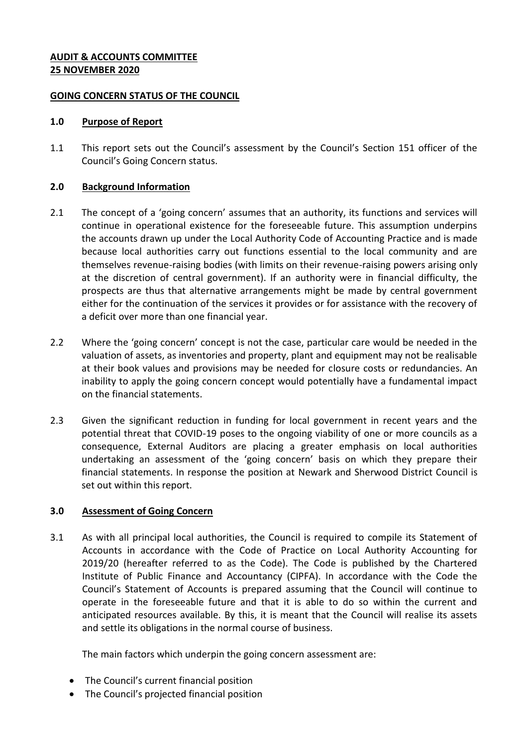**AUDIT & ACCOUNTS COMMITTEE**
**25 NOVEMBER 2020**

**GOING CONCERN STATUS OF THE COUNCIL**

## 1.0 Purpose of Report

1.1 This report sets out the Council's assessment by the Council's Section 151 officer of the Council's Going Concern status.

## 2.0 Background Information

2.1 The concept of a 'going concern' assumes that an authority, its functions and services will continue in operational existence for the foreseeable future. This assumption underpins the accounts drawn up under the Local Authority Code of Accounting Practice and is made because local authorities carry out functions essential to the local community and are themselves revenue-raising bodies (with limits on their revenue-raising powers arising only at the discretion of central government). If an authority were in financial difficulty, the prospects are thus that alternative arrangements might be made by central government either for the continuation of the services it provides or for assistance with the recovery of a deficit over more than one financial year.

2.2 Where the 'going concern' concept is not the case, particular care would be needed in the valuation of assets, as inventories and property, plant and equipment may not be realisable at their book values and provisions may be needed for closure costs or redundancies. An inability to apply the going concern concept would potentially have a fundamental impact on the financial statements.

2.3 Given the significant reduction in funding for local government in recent years and the potential threat that COVID-19 poses to the ongoing viability of one or more councils as a consequence, External Auditors are placing a greater emphasis on local authorities undertaking an assessment of the 'going concern' basis on which they prepare their financial statements. In response the position at Newark and Sherwood District Council is set out within this report.

## 3.0 Assessment of Going Concern

3.1 As with all principal local authorities, the Council is required to compile its Statement of Accounts in accordance with the Code of Practice on Local Authority Accounting for 2019/20 (hereafter referred to as the Code). The Code is published by the Chartered Institute of Public Finance and Accountancy (CIPFA). In accordance with the Code the Council's Statement of Accounts is prepared assuming that the Council will continue to operate in the foreseeable future and that it is able to do so within the current and anticipated resources available. By this, it is meant that the Council will realise its assets and settle its obligations in the normal course of business.

The main factors which underpin the going concern assessment are:

- The Council's current financial position
- The Council's projected financial position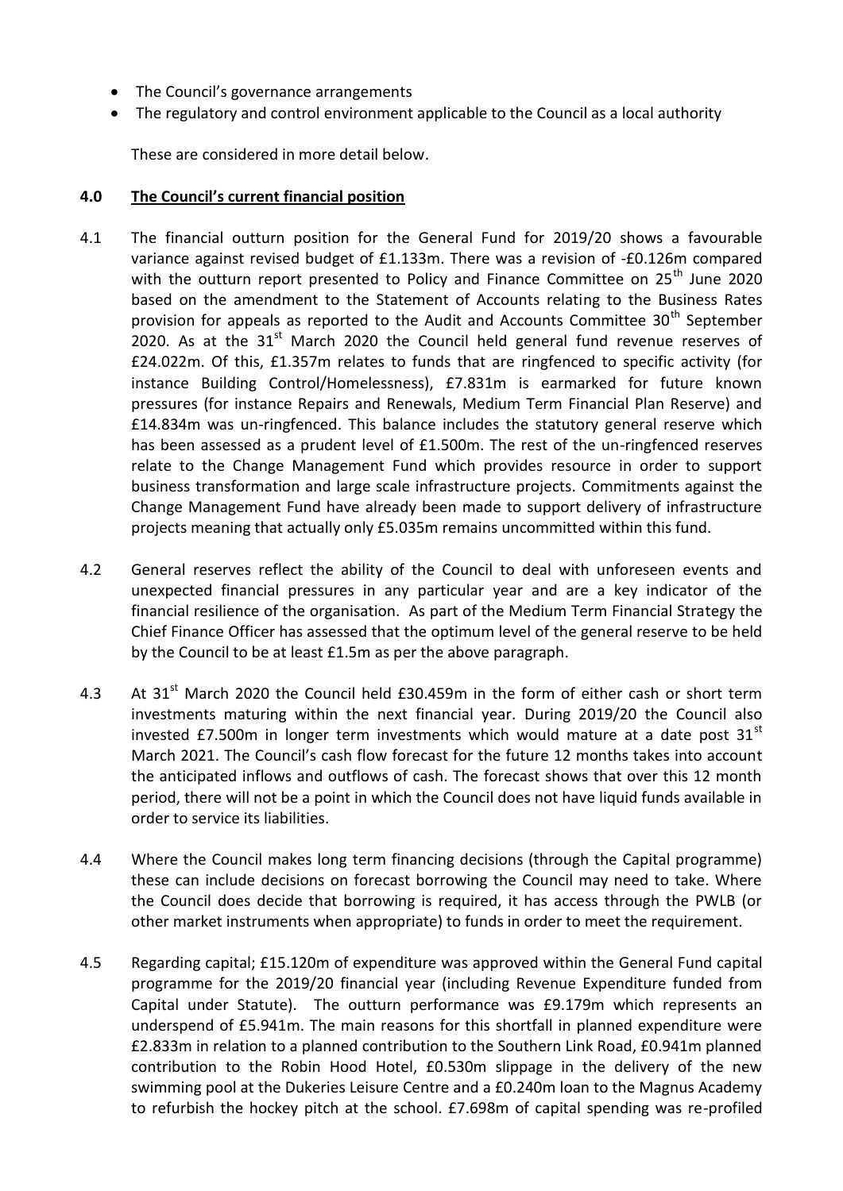- The Council's governance arrangements
- The regulatory and control environment applicable to the Council as a local authority

These are considered in more detail below.

## 4.0 The Council's current financial position

4.1 The financial outturn position for the General Fund for 2019/20 shows a favourable variance against revised budget of £1.133m. There was a revision of -£0.126m compared with the outturn report presented to Policy and Finance Committee on 25th June 2020 based on the amendment to the Statement of Accounts relating to the Business Rates provision for appeals as reported to the Audit and Accounts Committee 30th September 2020. As at the 31st March 2020 the Council held general fund revenue reserves of £24.022m. Of this, £1.357m relates to funds that are ringfenced to specific activity (for instance Building Control/Homelessness), £7.831m is earmarked for future known pressures (for instance Repairs and Renewals, Medium Term Financial Plan Reserve) and £14.834m was un-ringfenced. This balance includes the statutory general reserve which has been assessed as a prudent level of £1.500m. The rest of the un-ringfenced reserves relate to the Change Management Fund which provides resource in order to support business transformation and large scale infrastructure projects. Commitments against the Change Management Fund have already been made to support delivery of infrastructure projects meaning that actually only £5.035m remains uncommitted within this fund.

4.2 General reserves reflect the ability of the Council to deal with unforeseen events and unexpected financial pressures in any particular year and are a key indicator of the financial resilience of the organisation. As part of the Medium Term Financial Strategy the Chief Finance Officer has assessed that the optimum level of the general reserve to be held by the Council to be at least £1.5m as per the above paragraph.

4.3 At 31st March 2020 the Council held £30.459m in the form of either cash or short term investments maturing within the next financial year. During 2019/20 the Council also invested £7.500m in longer term investments which would mature at a date post 31st March 2021. The Council's cash flow forecast for the future 12 months takes into account the anticipated inflows and outflows of cash. The forecast shows that over this 12 month period, there will not be a point in which the Council does not have liquid funds available in order to service its liabilities.

4.4 Where the Council makes long term financing decisions (through the Capital programme) these can include decisions on forecast borrowing the Council may need to take. Where the Council does decide that borrowing is required, it has access through the PWLB (or other market instruments when appropriate) to funds in order to meet the requirement.

4.5 Regarding capital; £15.120m of expenditure was approved within the General Fund capital programme for the 2019/20 financial year (including Revenue Expenditure funded from Capital under Statute). The outturn performance was £9.179m which represents an underspend of £5.941m. The main reasons for this shortfall in planned expenditure were £2.833m in relation to a planned contribution to the Southern Link Road, £0.941m planned contribution to the Robin Hood Hotel, £0.530m slippage in the delivery of the new swimming pool at the Dukeries Leisure Centre and a £0.240m loan to the Magnus Academy to refurbish the hockey pitch at the school. £7.698m of capital spending was re-profiled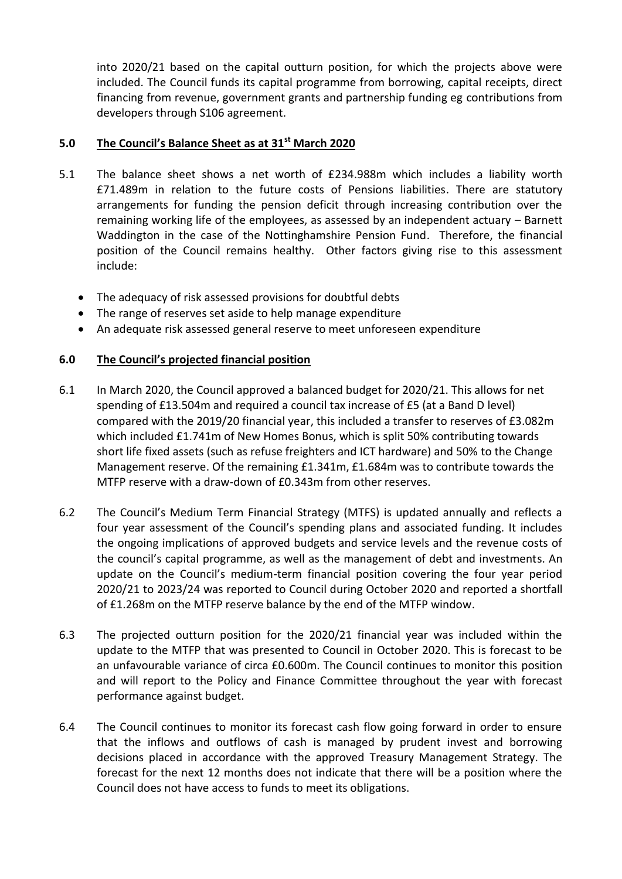into 2020/21 based on the capital outturn position, for which the projects above were included. The Council funds its capital programme from borrowing, capital receipts, direct financing from revenue, government grants and partnership funding eg contributions from developers through S106 agreement.

## 5.0 The Council's Balance Sheet as at 31st March 2020

5.1 The balance sheet shows a net worth of £234.988m which includes a liability worth £71.489m in relation to the future costs of Pensions liabilities. There are statutory arrangements for funding the pension deficit through increasing contribution over the remaining working life of the employees, as assessed by an independent actuary – Barnett Waddington in the case of the Nottinghamshire Pension Fund. Therefore, the financial position of the Council remains healthy. Other factors giving rise to this assessment include:

- The adequacy of risk assessed provisions for doubtful debts
- The range of reserves set aside to help manage expenditure
- An adequate risk assessed general reserve to meet unforeseen expenditure

## 6.0 The Council's projected financial position

6.1 In March 2020, the Council approved a balanced budget for 2020/21. This allows for net spending of £13.504m and required a council tax increase of £5 (at a Band D level) compared with the 2019/20 financial year, this included a transfer to reserves of £3.082m which included £1.741m of New Homes Bonus, which is split 50% contributing towards short life fixed assets (such as refuse freighters and ICT hardware) and 50% to the Change Management reserve. Of the remaining £1.341m, £1.684m was to contribute towards the MTFP reserve with a draw-down of £0.343m from other reserves.

6.2 The Council's Medium Term Financial Strategy (MTFS) is updated annually and reflects a four year assessment of the Council's spending plans and associated funding. It includes the ongoing implications of approved budgets and service levels and the revenue costs of the council's capital programme, as well as the management of debt and investments. An update on the Council's medium-term financial position covering the four year period 2020/21 to 2023/24 was reported to Council during October 2020 and reported a shortfall of £1.268m on the MTFP reserve balance by the end of the MTFP window.

6.3 The projected outturn position for the 2020/21 financial year was included within the update to the MTFP that was presented to Council in October 2020. This is forecast to be an unfavourable variance of circa £0.600m. The Council continues to monitor this position and will report to the Policy and Finance Committee throughout the year with forecast performance against budget.

6.4 The Council continues to monitor its forecast cash flow going forward in order to ensure that the inflows and outflows of cash is managed by prudent invest and borrowing decisions placed in accordance with the approved Treasury Management Strategy. The forecast for the next 12 months does not indicate that there will be a position where the Council does not have access to funds to meet its obligations.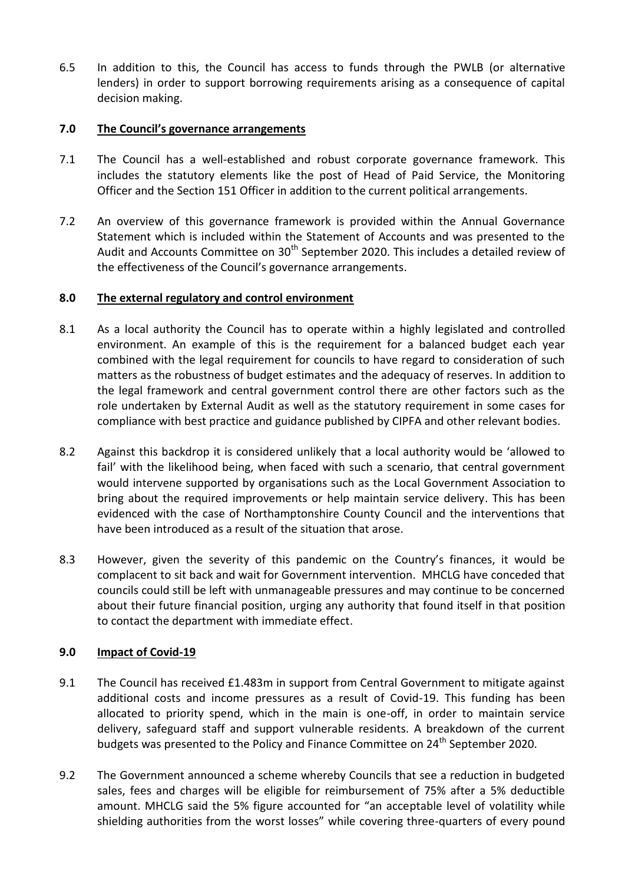6.5 In addition to this, the Council has access to funds through the PWLB (or alternative lenders) in order to support borrowing requirements arising as a consequence of capital decision making.

## 7.0 The Council's governance arrangements

7.1 The Council has a well-established and robust corporate governance framework. This includes the statutory elements like the post of Head of Paid Service, the Monitoring Officer and the Section 151 Officer in addition to the current political arrangements.

7.2 An overview of this governance framework is provided within the Annual Governance Statement which is included within the Statement of Accounts and was presented to the Audit and Accounts Committee on 30th September 2020. This includes a detailed review of the effectiveness of the Council's governance arrangements.

## 8.0 The external regulatory and control environment

8.1 As a local authority the Council has to operate within a highly legislated and controlled environment. An example of this is the requirement for a balanced budget each year combined with the legal requirement for councils to have regard to consideration of such matters as the robustness of budget estimates and the adequacy of reserves. In addition to the legal framework and central government control there are other factors such as the role undertaken by External Audit as well as the statutory requirement in some cases for compliance with best practice and guidance published by CIPFA and other relevant bodies.

8.2 Against this backdrop it is considered unlikely that a local authority would be 'allowed to fail' with the likelihood being, when faced with such a scenario, that central government would intervene supported by organisations such as the Local Government Association to bring about the required improvements or help maintain service delivery. This has been evidenced with the case of Northamptonshire County Council and the interventions that have been introduced as a result of the situation that arose.

8.3 However, given the severity of this pandemic on the Country's finances, it would be complacent to sit back and wait for Government intervention. MHCLG have conceded that councils could still be left with unmanageable pressures and may continue to be concerned about their future financial position, urging any authority that found itself in that position to contact the department with immediate effect.

## 9.0 Impact of Covid-19

9.1 The Council has received £1.483m in support from Central Government to mitigate against additional costs and income pressures as a result of Covid-19. This funding has been allocated to priority spend, which in the main is one-off, in order to maintain service delivery, safeguard staff and support vulnerable residents. A breakdown of the current budgets was presented to the Policy and Finance Committee on 24th September 2020.

9.2 The Government announced a scheme whereby Councils that see a reduction in budgeted sales, fees and charges will be eligible for reimbursement of 75% after a 5% deductible amount. MHCLG said the 5% figure accounted for "an acceptable level of volatility while shielding authorities from the worst losses" while covering three-quarters of every pound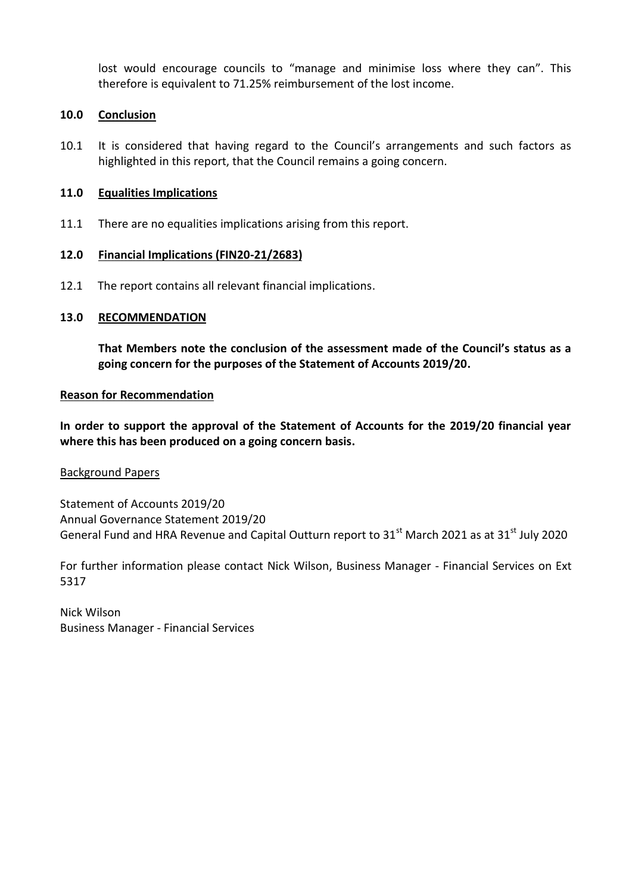lost would encourage councils to "manage and minimise loss where they can". This therefore is equivalent to 71.25% reimbursement of the lost income.

## 10.0 Conclusion

10.1 It is considered that having regard to the Council's arrangements and such factors as highlighted in this report, that the Council remains a going concern.

## 11.0 Equalities Implications

11.1 There are no equalities implications arising from this report.

## 12.0 Financial Implications (FIN20-21/2683)

12.1 The report contains all relevant financial implications.

## 13.0 RECOMMENDATION

**That Members note the conclusion of the assessment made of the Council's status as a going concern for the purposes of the Statement of Accounts 2019/20.**

**Reason for Recommendation**

**In order to support the approval of the Statement of Accounts for the 2019/20 financial year where this has been produced on a going concern basis.**

Background Papers

Statement of Accounts 2019/20
Annual Governance Statement 2019/20
General Fund and HRA Revenue and Capital Outturn report to 31st March 2021 as at 31st July 2020

For further information please contact Nick Wilson, Business Manager - Financial Services on Ext 5317

Nick Wilson
Business Manager - Financial Services